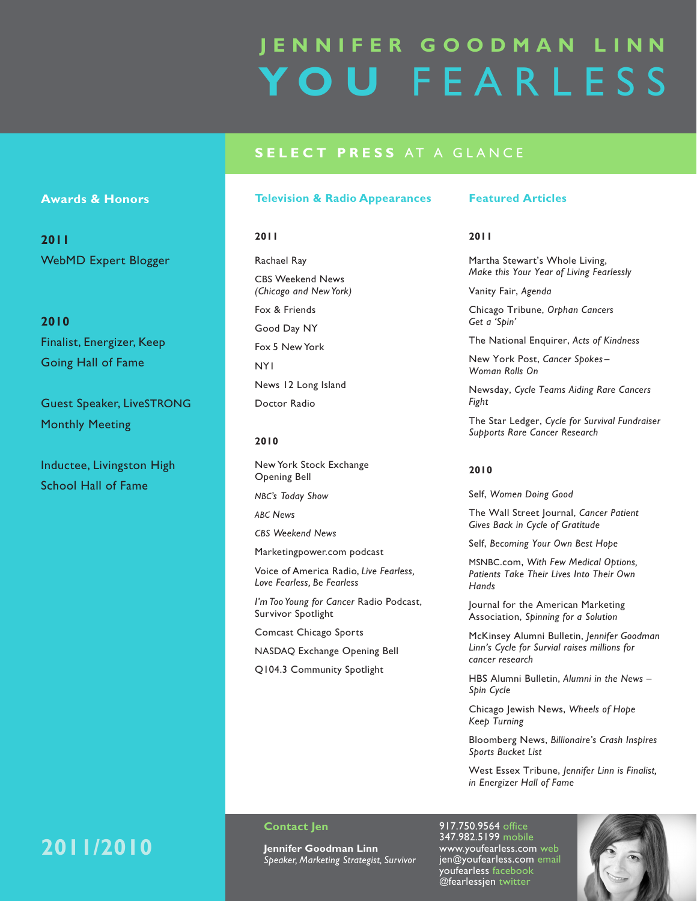# JENNIFER GOODMAN LINN
# YOU FEARLESS

## SELECT PRESS AT A GLANCE

### Awards & Honors

**2011**

WebMD Expert Blogger

**2010**

Finalist, Energizer, Keep Going Hall of Fame

Guest Speaker, LiveSTRONG Monthly Meeting

Inductee, Livingston High School Hall of Fame

**2011/2010**

### Television & Radio Appearances

**2011**

Rachael Ray

CBS Weekend News *(Chicago and New York)*

Fox & Friends

Good Day NY

Fox 5 New York

NY1

News 12 Long Island

Doctor Radio

**2010**

New York Stock Exchange Opening Bell

*NBC's Today Show*

*ABC News*

*CBS Weekend News*

Marketingpower.com podcast

Voice of America Radio, *Live Fearless, Love Fearless, Be Fearless*

*I'm Too Young for Cancer* Radio Podcast, Survivor Spotlight

Comcast Chicago Sports

NASDAQ Exchange Opening Bell

Q104.3 Community Spotlight

### Featured Articles

**2011**

Martha Stewart's Whole Living, *Make this Your Year of Living Fearlessly*

Vanity Fair, *Agenda*

Chicago Tribune, *Orphan Cancers Get a 'Spin'*

The National Enquirer, *Acts of Kindness*

New York Post, *Cancer Spokes – Woman Rolls On*

Newsday, *Cycle Teams Aiding Rare Cancers Fight*

The Star Ledger, *Cycle for Survival Fundraiser Supports Rare Cancer Research*

**2010**

Self, *Women Doing Good*

The Wall Street Journal, *Cancer Patient Gives Back in Cycle of Gratitude*

Self, *Becoming Your Own Best Hope*

MSNBC.com, *With Few Medical Options, Patients Take Their Lives Into Their Own Hands*

Journal for the American Marketing Association, *Spinning for a Solution*

McKinsey Alumni Bulletin, *Jennifer Goodman Linn's Cycle for Survial raises millions for cancer research*

HBS Alumni Bulletin, *Alumni in the News – Spin Cycle*

Chicago Jewish News, *Wheels of Hope Keep Turning*

Bloomberg News, *Billionaire's Crash Inspires Sports Bucket List*

West Essex Tribune, *Jennifer Linn is Finalist, in Energizer Hall of Fame*

### Contact Jen

**Jennifer Goodman Linn**
*Speaker, Marketing Strategist, Survivor*

917.750.9564 office
347.982.5199 mobile
www.youfearless.com web
jen@youfearless.com email
youfearless facebook
@fearlessjen twitter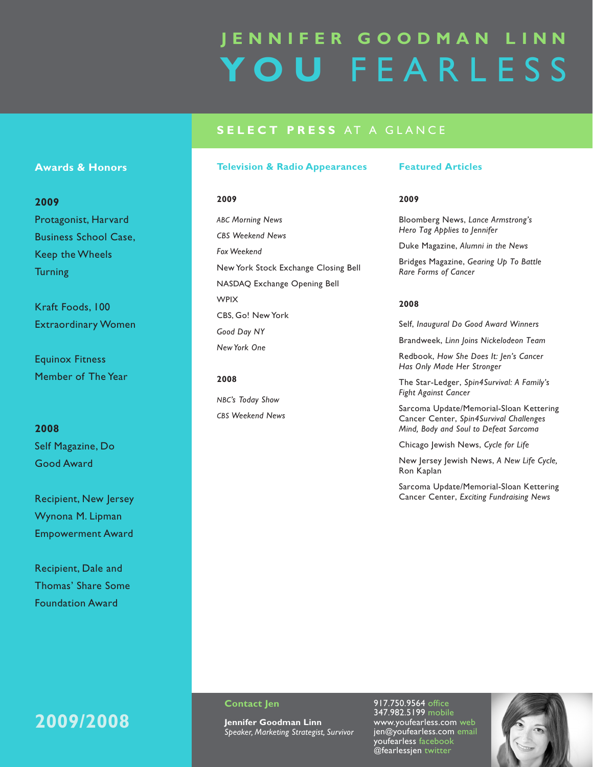# JENNIFER GOODMAN LINN
# YOU FEARLESS

## SELECT PRESS AT A GLANCE

### Awards & Honors

**2009**

Protagonist, Harvard Business School Case, Keep the Wheels Turning

Kraft Foods, 100 Extraordinary Women

Equinox Fitness Member of The Year

**2008**

Self Magazine, Do Good Award

Recipient, New Jersey Wynona M. Lipman Empowerment Award

Recipient, Dale and Thomas' Share Some Foundation Award

### Television & Radio Appearances

**2009**

*ABC Morning News*

*CBS Weekend News*

*Fox Weekend*

New York Stock Exchange Closing Bell

NASDAQ Exchange Opening Bell

WPIX

CBS, Go! New York

*Good Day NY*

*New York One*

**2008**

*NBC's Today Show*

*CBS Weekend News*

### Featured Articles

**2009**

Bloomberg News, *Lance Armstrong's Hero Tag Applies to Jennifer*

Duke Magazine, *Alumni in the News*

Bridges Magazine, *Gearing Up To Battle Rare Forms of Cancer*

**2008**

Self, *Inaugural Do Good Award Winners*

Brandweek, *Linn Joins Nickelodeon Team*

Redbook, *How She Does It: Jen's Cancer Has Only Made Her Stronger*

The Star-Ledger, *Spin4Survival: A Family's Fight Against Cancer*

Sarcoma Update/Memorial-Sloan Kettering Cancer Center, *Spin4Survival Challenges Mind, Body and Soul to Defeat Sarcoma*

Chicago Jewish News, *Cycle for Life*

New Jersey Jewish News, *A New Life Cycle,* Ron Kaplan

Sarcoma Update/Memorial-Sloan Kettering Cancer Center, *Exciting Fundraising News*

**2009/2008**

### Contact Jen

**Jennifer Goodman Linn**
*Speaker, Marketing Strategist, Survivor*

917.750.9564 office
347.982.5199 mobile
www.youfearless.com web
jen@youfearless.com email
youfearless facebook
@fearlessjen twitter